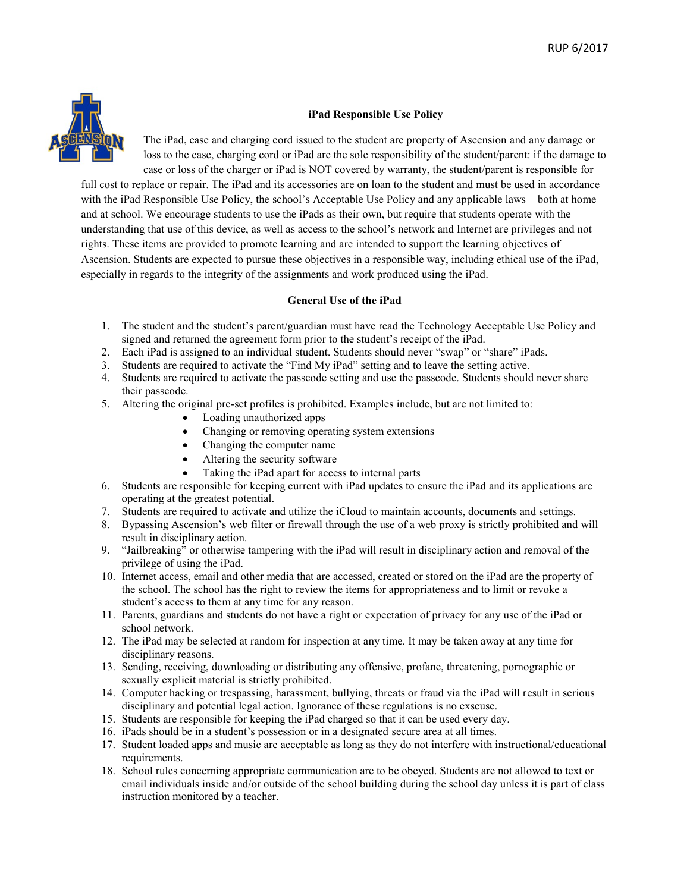## iPad Responsible Use Policy

The iPad, case and charging cord issued to the student are property of Ascension and any damage or loss to the case, charging cord or iPad are the sole responsibility of the student/parent: if the damage to case or loss of the charger or iPad is NOT covered by warranty, the student/parent is responsible for full cost to replace or repair. The iPad and its accessories are on loan to the student and must be used in accordance with the iPad Responsible Use Policy, the school's Acceptable Use Policy and any applicable laws—both at home and at school. We encourage students to use the iPads as their own, but require that students operate with the understanding that use of this device, as well as access to the school's network and Internet are privileges and not rights. These items are provided to promote learning and are intended to support the learning objectives of Ascension. Students are expected to pursue these objectives in a responsible way, including ethical use of the iPad, especially in regards to the integrity of the assignments and work produced using the iPad.

### General Use of the iPad

1. The student and the student's parent/guardian must have read the Technology Acceptable Use Policy and signed and returned the agreement form prior to the student's receipt of the iPad.
2. Each iPad is assigned to an individual student. Students should never "swap" or "share" iPads.
3. Students are required to activate the "Find My iPad" setting and to leave the setting active.
4. Students are required to activate the passcode setting and use the passcode. Students should never share their passcode.
5. Altering the original pre-set profiles is prohibited. Examples include, but are not limited to:
    - Loading unauthorized apps
    - Changing or removing operating system extensions
    - Changing the computer name
    - Altering the security software
    - Taking the iPad apart for access to internal parts
6. Students are responsible for keeping current with iPad updates to ensure the iPad and its applications are operating at the greatest potential.
7. Students are required to activate and utilize the iCloud to maintain accounts, documents and settings.
8. Bypassing Ascension's web filter or firewall through the use of a web proxy is strictly prohibited and will result in disciplinary action.
9. "Jailbreaking" or otherwise tampering with the iPad will result in disciplinary action and removal of the privilege of using the iPad.
10. Internet access, email and other media that are accessed, created or stored on the iPad are the property of the school. The school has the right to review the items for appropriateness and to limit or revoke a student's access to them at any time for any reason.
11. Parents, guardians and students do not have a right or expectation of privacy for any use of the iPad or school network.
12. The iPad may be selected at random for inspection at any time. It may be taken away at any time for disciplinary reasons.
13. Sending, receiving, downloading or distributing any offensive, profane, threatening, pornographic or sexually explicit material is strictly prohibited.
14. Computer hacking or trespassing, harassment, bullying, threats or fraud via the iPad will result in serious disciplinary and potential legal action. Ignorance of these regulations is no exscuse.
15. Students are responsible for keeping the iPad charged so that it can be used every day.
16. iPads should be in a student's possession or in a designated secure area at all times.
17. Student loaded apps and music are acceptable as long as they do not interfere with instructional/educational requirements.
18. School rules concerning appropriate communication are to be obeyed. Students are not allowed to text or email individuals inside and/or outside of the school building during the school day unless it is part of class instruction monitored by a teacher.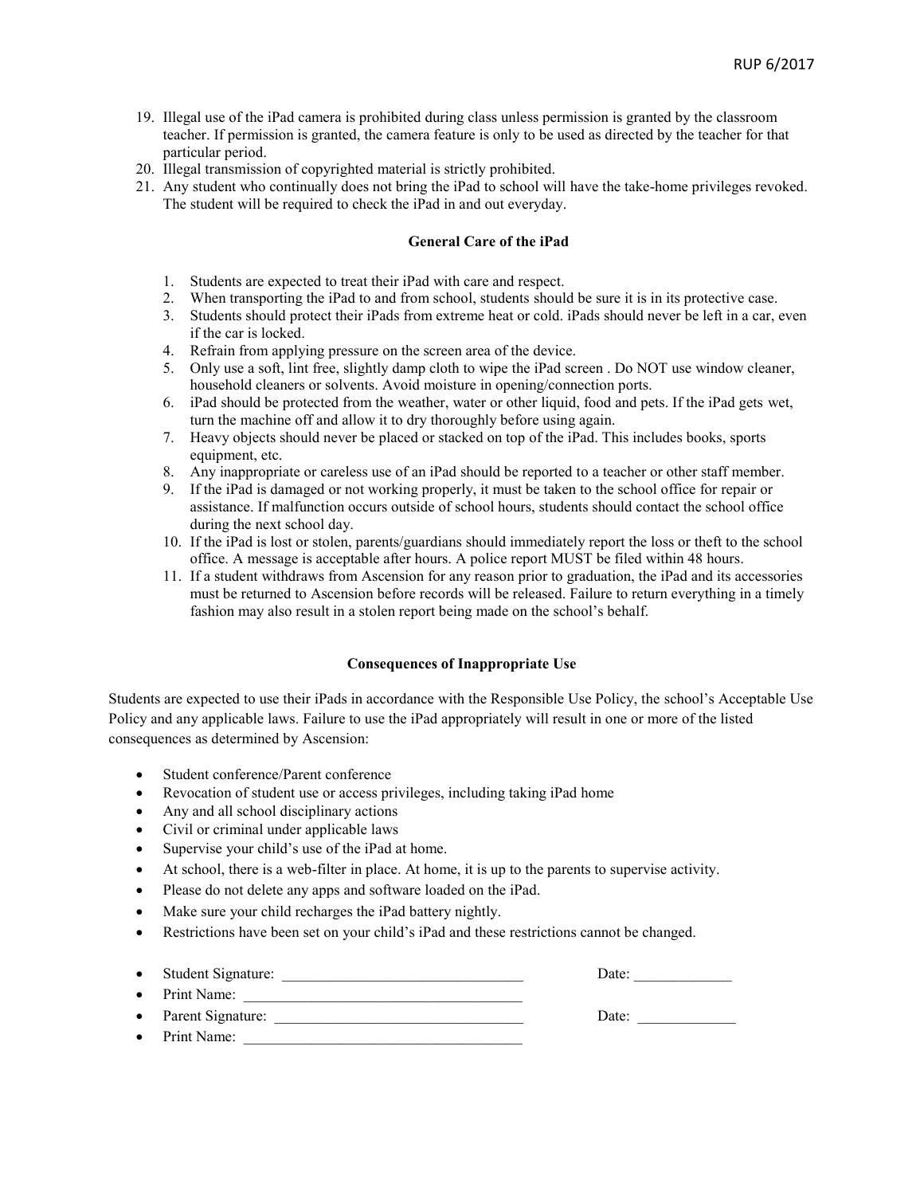19. Illegal use of the iPad camera is prohibited during class unless permission is granted by the classroom teacher. If permission is granted, the camera feature is only to be used as directed by the teacher for that particular period.
20. Illegal transmission of copyrighted material is strictly prohibited.
21. Any student who continually does not bring the iPad to school will have the take-home privileges revoked. The student will be required to check the iPad in and out everyday.

**General Care of the iPad**

1. Students are expected to treat their iPad with care and respect.
2. When transporting the iPad to and from school, students should be sure it is in its protective case.
3. Students should protect their iPads from extreme heat or cold. iPads should never be left in a car, even if the car is locked.
4. Refrain from applying pressure on the screen area of the device.
5. Only use a soft, lint free, slightly damp cloth to wipe the iPad screen . Do NOT use window cleaner, household cleaners or solvents. Avoid moisture in opening/connection ports.
6. iPad should be protected from the weather, water or other liquid, food and pets. If the iPad gets wet, turn the machine off and allow it to dry thoroughly before using again.
7. Heavy objects should never be placed or stacked on top of the iPad. This includes books, sports equipment, etc.
8. Any inappropriate or careless use of an iPad should be reported to a teacher or other staff member.
9. If the iPad is damaged or not working properly, it must be taken to the school office for repair or assistance. If malfunction occurs outside of school hours, students should contact the school office during the next school day.
10. If the iPad is lost or stolen, parents/guardians should immediately report the loss or theft to the school office. A message is acceptable after hours. A police report MUST be filed within 48 hours.
11. If a student withdraws from Ascension for any reason prior to graduation, the iPad and its accessories must be returned to Ascension before records will be released. Failure to return everything in a timely fashion may also result in a stolen report being made on the school's behalf.

**Consequences of Inappropriate Use**

Students are expected to use their iPads in accordance with the Responsible Use Policy, the school's Acceptable Use Policy and any applicable laws. Failure to use the iPad appropriately will result in one or more of the listed consequences as determined by Ascension:

- Student conference/Parent conference
- Revocation of student use or access privileges, including taking iPad home
- Any and all school disciplinary actions
- Civil or criminal under applicable laws
- Supervise your child's use of the iPad at home.
- At school, there is a web-filter in place. At home, it is up to the parents to supervise activity.
- Please do not delete any apps and software loaded on the iPad.
- Make sure your child recharges the iPad battery nightly.
- Restrictions have been set on your child's iPad and these restrictions cannot be changed.

- Student Signature: ________________________________ Date: _____________
- Print Name: ____________________________________
- Parent Signature: _________________________________ Date: _____________
- Print Name: ____________________________________